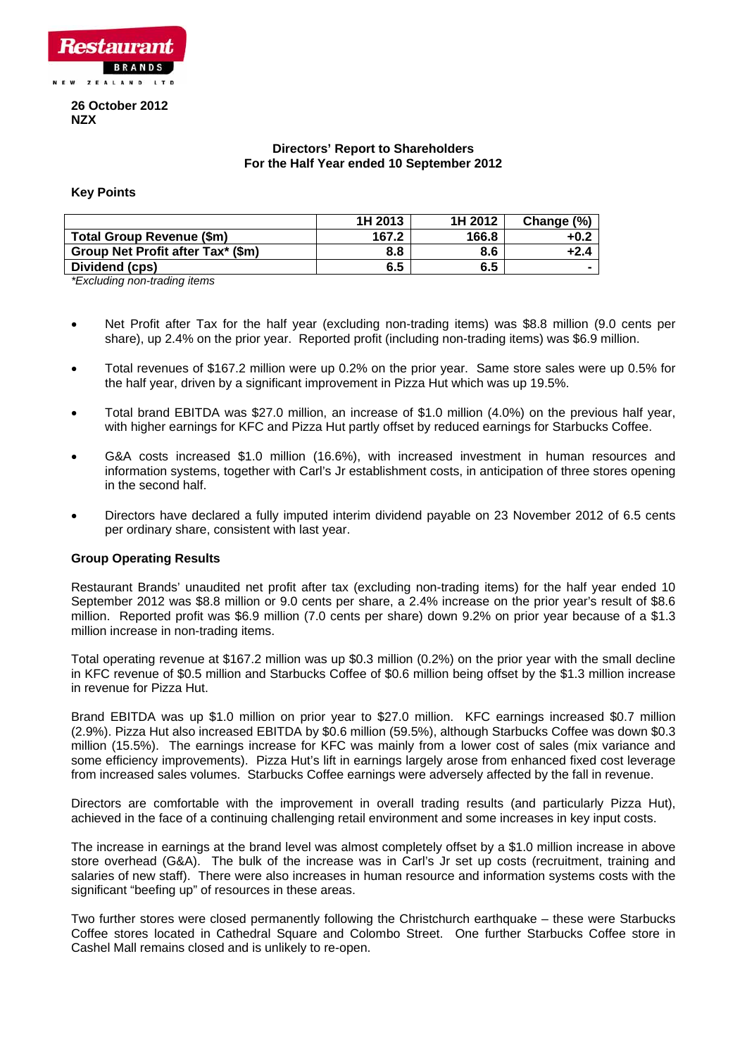Restaurant BRANDS NEW ZEALAND LTD

**26 October 2012**
**NZX**

## Directors' Report to Shareholders
## For the Half Year ended 10 September 2012

### Key Points

| | 1H 2013 | 1H 2012 | Change (%) |
|---|---|---|---|
| **Total Group Revenue ($m)** | **167.2** | **166.8** | **+0.2** |
| **Group Net Profit after Tax* ($m)** | **8.8** | **8.6** | **+2.4** |
| **Dividend (cps)** | **6.5** | **6.5** | **-** |

*\*Excluding non-trading items*

- Net Profit after Tax for the half year (excluding non-trading items) was $8.8 million (9.0 cents per share), up 2.4% on the prior year. Reported profit (including non-trading items) was $6.9 million.
- Total revenues of $167.2 million were up 0.2% on the prior year. Same store sales were up 0.5% for the half year, driven by a significant improvement in Pizza Hut which was up 19.5%.
- Total brand EBITDA was $27.0 million, an increase of $1.0 million (4.0%) on the previous half year, with higher earnings for KFC and Pizza Hut partly offset by reduced earnings for Starbucks Coffee.
- G&A costs increased $1.0 million (16.6%), with increased investment in human resources and information systems, together with Carl's Jr establishment costs, in anticipation of three stores opening in the second half.
- Directors have declared a fully imputed interim dividend payable on 23 November 2012 of 6.5 cents per ordinary share, consistent with last year.

### Group Operating Results

Restaurant Brands' unaudited net profit after tax (excluding non-trading items) for the half year ended 10 September 2012 was $8.8 million or 9.0 cents per share, a 2.4% increase on the prior year's result of $8.6 million. Reported profit was $6.9 million (7.0 cents per share) down 9.2% on prior year because of a $1.3 million increase in non-trading items.

Total operating revenue at $167.2 million was up $0.3 million (0.2%) on the prior year with the small decline in KFC revenue of $0.5 million and Starbucks Coffee of $0.6 million being offset by the $1.3 million increase in revenue for Pizza Hut.

Brand EBITDA was up $1.0 million on prior year to $27.0 million. KFC earnings increased $0.7 million (2.9%). Pizza Hut also increased EBITDA by $0.6 million (59.5%), although Starbucks Coffee was down $0.3 million (15.5%). The earnings increase for KFC was mainly from a lower cost of sales (mix variance and some efficiency improvements). Pizza Hut's lift in earnings largely arose from enhanced fixed cost leverage from increased sales volumes. Starbucks Coffee earnings were adversely affected by the fall in revenue.

Directors are comfortable with the improvement in overall trading results (and particularly Pizza Hut), achieved in the face of a continuing challenging retail environment and some increases in key input costs.

The increase in earnings at the brand level was almost completely offset by a $1.0 million increase in above store overhead (G&A). The bulk of the increase was in Carl's Jr set up costs (recruitment, training and salaries of new staff). There were also increases in human resource and information systems costs with the significant "beefing up" of resources in these areas.

Two further stores were closed permanently following the Christchurch earthquake – these were Starbucks Coffee stores located in Cathedral Square and Colombo Street. One further Starbucks Coffee store in Cashel Mall remains closed and is unlikely to re-open.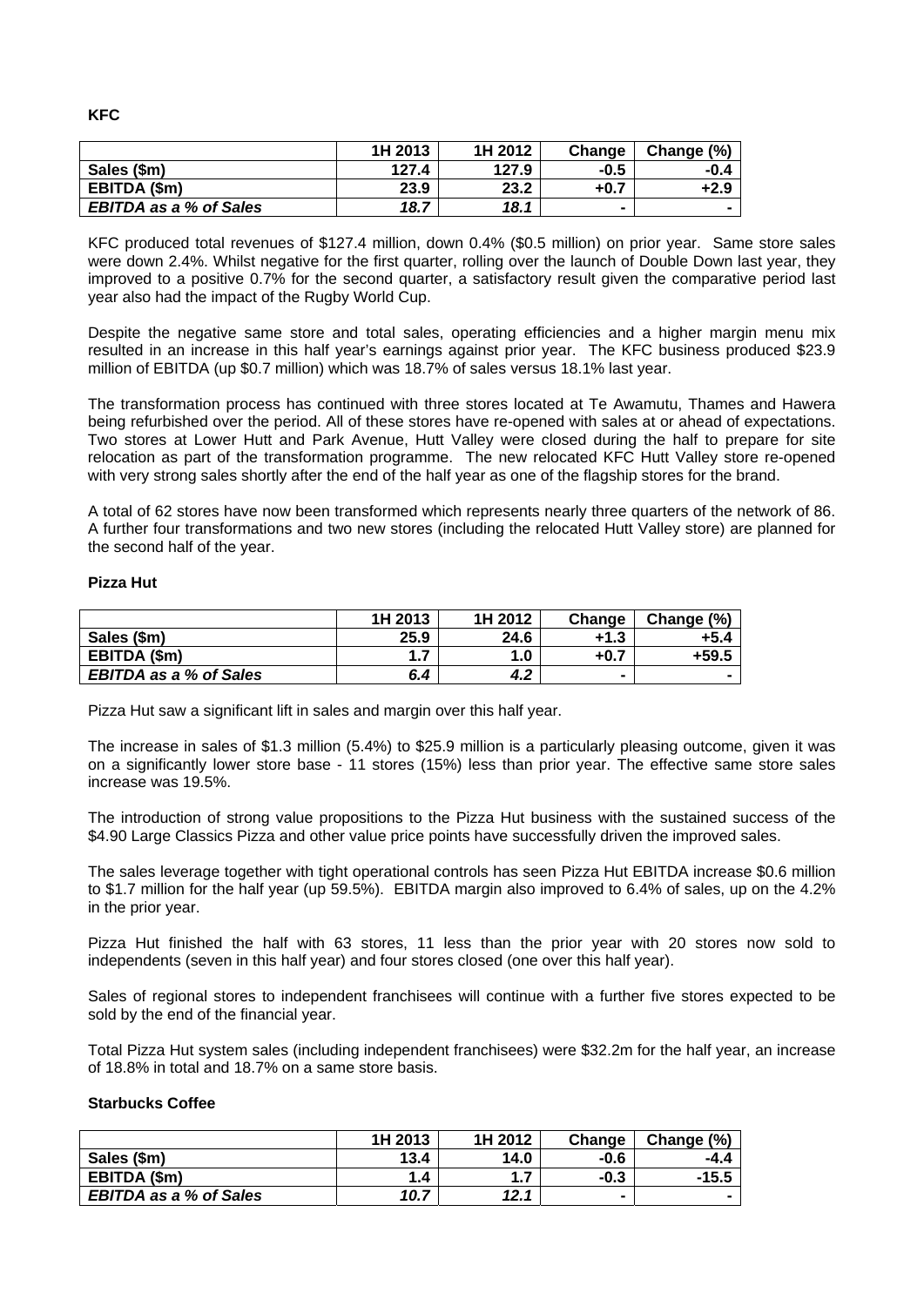**KFC**

| | 1H 2013 | 1H 2012 | Change | Change (%) |
|---|---|---|---|---|
| **Sales ($m)** | **127.4** | **127.9** | **-0.5** | **-0.4** |
| **EBITDA ($m)** | **23.9** | **23.2** | **+0.7** | **+2.9** |
| ***EBITDA as a % of Sales*** | ***18.7*** | ***18.1*** | **-** | **-** |

KFC produced total revenues of $127.4 million, down 0.4% ($0.5 million) on prior year. Same store sales were down 2.4%. Whilst negative for the first quarter, rolling over the launch of Double Down last year, they improved to a positive 0.7% for the second quarter, a satisfactory result given the comparative period last year also had the impact of the Rugby World Cup.

Despite the negative same store and total sales, operating efficiencies and a higher margin menu mix resulted in an increase in this half year's earnings against prior year. The KFC business produced $23.9 million of EBITDA (up $0.7 million) which was 18.7% of sales versus 18.1% last year.

The transformation process has continued with three stores located at Te Awamutu, Thames and Hawera being refurbished over the period. All of these stores have re-opened with sales at or ahead of expectations. Two stores at Lower Hutt and Park Avenue, Hutt Valley were closed during the half to prepare for site relocation as part of the transformation programme. The new relocated KFC Hutt Valley store re-opened with very strong sales shortly after the end of the half year as one of the flagship stores for the brand.

A total of 62 stores have now been transformed which represents nearly three quarters of the network of 86. A further four transformations and two new stores (including the relocated Hutt Valley store) are planned for the second half of the year.

**Pizza Hut**

| | 1H 2013 | 1H 2012 | Change | Change (%) |
|---|---|---|---|---|
| **Sales ($m)** | **25.9** | **24.6** | **+1.3** | **+5.4** |
| **EBITDA ($m)** | **1.7** | **1.0** | **+0.7** | **+59.5** |
| ***EBITDA as a % of Sales*** | ***6.4*** | ***4.2*** | **-** | **-** |

Pizza Hut saw a significant lift in sales and margin over this half year.

The increase in sales of $1.3 million (5.4%) to $25.9 million is a particularly pleasing outcome, given it was on a significantly lower store base - 11 stores (15%) less than prior year. The effective same store sales increase was 19.5%.

The introduction of strong value propositions to the Pizza Hut business with the sustained success of the $4.90 Large Classics Pizza and other value price points have successfully driven the improved sales.

The sales leverage together with tight operational controls has seen Pizza Hut EBITDA increase $0.6 million to $1.7 million for the half year (up 59.5%). EBITDA margin also improved to 6.4% of sales, up on the 4.2% in the prior year.

Pizza Hut finished the half with 63 stores, 11 less than the prior year with 20 stores now sold to independents (seven in this half year) and four stores closed (one over this half year).

Sales of regional stores to independent franchisees will continue with a further five stores expected to be sold by the end of the financial year.

Total Pizza Hut system sales (including independent franchisees) were $32.2m for the half year, an increase of 18.8% in total and 18.7% on a same store basis.

**Starbucks Coffee**

| | 1H 2013 | 1H 2012 | Change | Change (%) |
|---|---|---|---|---|
| **Sales ($m)** | **13.4** | **14.0** | **-0.6** | **-4.4** |
| **EBITDA ($m)** | **1.4** | **1.7** | **-0.3** | **-15.5** |
| ***EBITDA as a % of Sales*** | ***10.7*** | ***12.1*** | **-** | **-** |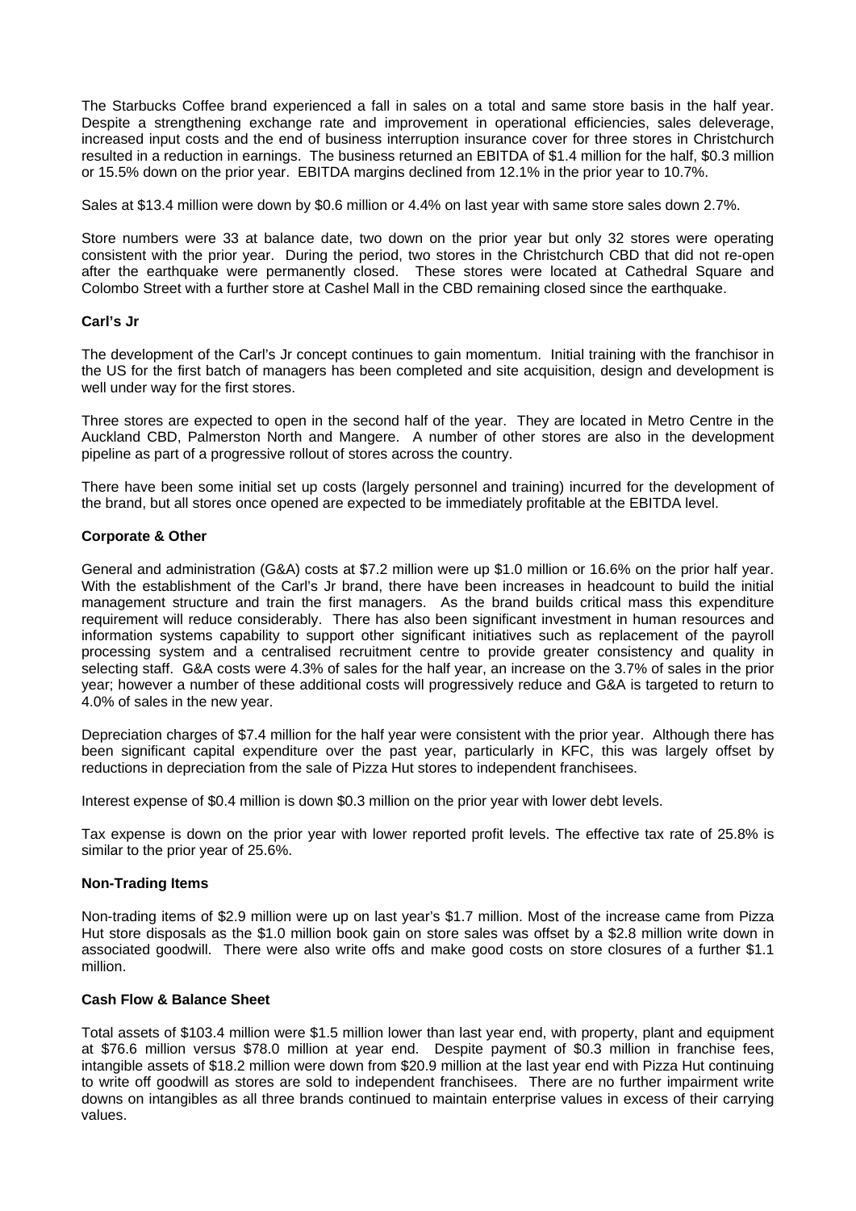The Starbucks Coffee brand experienced a fall in sales on a total and same store basis in the half year. Despite a strengthening exchange rate and improvement in operational efficiencies, sales deleverage, increased input costs and the end of business interruption insurance cover for three stores in Christchurch resulted in a reduction in earnings. The business returned an EBITDA of $1.4 million for the half, $0.3 million or 15.5% down on the prior year. EBITDA margins declined from 12.1% in the prior year to 10.7%.

Sales at $13.4 million were down by $0.6 million or 4.4% on last year with same store sales down 2.7%.

Store numbers were 33 at balance date, two down on the prior year but only 32 stores were operating consistent with the prior year. During the period, two stores in the Christchurch CBD that did not re-open after the earthquake were permanently closed. These stores were located at Cathedral Square and Colombo Street with a further store at Cashel Mall in the CBD remaining closed since the earthquake.

**Carl's Jr**

The development of the Carl's Jr concept continues to gain momentum. Initial training with the franchisor in the US for the first batch of managers has been completed and site acquisition, design and development is well under way for the first stores.

Three stores are expected to open in the second half of the year. They are located in Metro Centre in the Auckland CBD, Palmerston North and Mangere. A number of other stores are also in the development pipeline as part of a progressive rollout of stores across the country.

There have been some initial set up costs (largely personnel and training) incurred for the development of the brand, but all stores once opened are expected to be immediately profitable at the EBITDA level.

**Corporate & Other**

General and administration (G&A) costs at $7.2 million were up $1.0 million or 16.6% on the prior half year. With the establishment of the Carl's Jr brand, there have been increases in headcount to build the initial management structure and train the first managers. As the brand builds critical mass this expenditure requirement will reduce considerably. There has also been significant investment in human resources and information systems capability to support other significant initiatives such as replacement of the payroll processing system and a centralised recruitment centre to provide greater consistency and quality in selecting staff. G&A costs were 4.3% of sales for the half year, an increase on the 3.7% of sales in the prior year; however a number of these additional costs will progressively reduce and G&A is targeted to return to 4.0% of sales in the new year.

Depreciation charges of $7.4 million for the half year were consistent with the prior year. Although there has been significant capital expenditure over the past year, particularly in KFC, this was largely offset by reductions in depreciation from the sale of Pizza Hut stores to independent franchisees.

Interest expense of $0.4 million is down $0.3 million on the prior year with lower debt levels.

Tax expense is down on the prior year with lower reported profit levels. The effective tax rate of 25.8% is similar to the prior year of 25.6%.

**Non-Trading Items**

Non-trading items of $2.9 million were up on last year's $1.7 million. Most of the increase came from Pizza Hut store disposals as the $1.0 million book gain on store sales was offset by a $2.8 million write down in associated goodwill. There were also write offs and make good costs on store closures of a further $1.1 million.

**Cash Flow & Balance Sheet**

Total assets of $103.4 million were $1.5 million lower than last year end, with property, plant and equipment at $76.6 million versus $78.0 million at year end. Despite payment of $0.3 million in franchise fees, intangible assets of $18.2 million were down from $20.9 million at the last year end with Pizza Hut continuing to write off goodwill as stores are sold to independent franchisees. There are no further impairment write downs on intangibles as all three brands continued to maintain enterprise values in excess of their carrying values.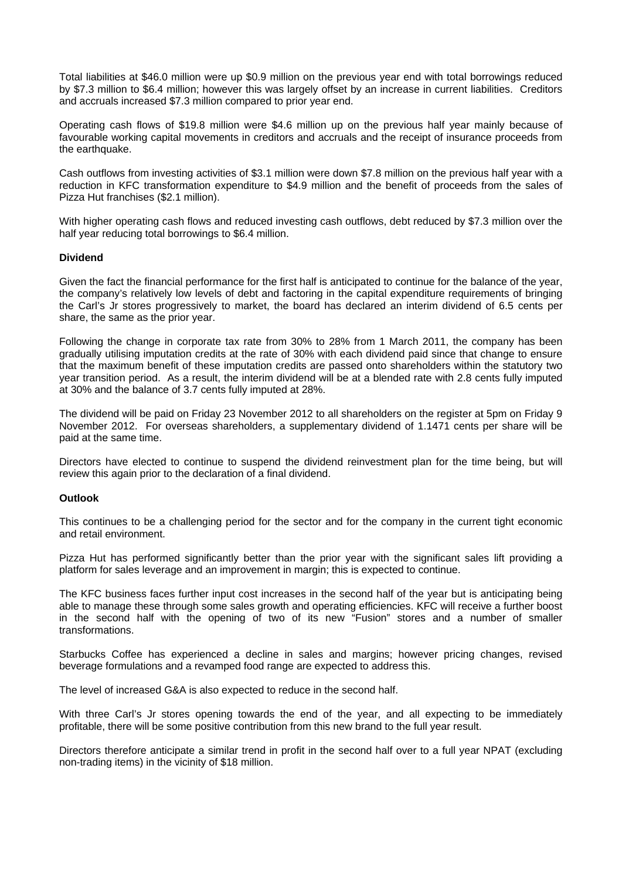Total liabilities at $46.0 million were up $0.9 million on the previous year end with total borrowings reduced by $7.3 million to $6.4 million; however this was largely offset by an increase in current liabilities. Creditors and accruals increased $7.3 million compared to prior year end.

Operating cash flows of $19.8 million were $4.6 million up on the previous half year mainly because of favourable working capital movements in creditors and accruals and the receipt of insurance proceeds from the earthquake.

Cash outflows from investing activities of $3.1 million were down $7.8 million on the previous half year with a reduction in KFC transformation expenditure to $4.9 million and the benefit of proceeds from the sales of Pizza Hut franchises ($2.1 million).

With higher operating cash flows and reduced investing cash outflows, debt reduced by $7.3 million over the half year reducing total borrowings to $6.4 million.

**Dividend**

Given the fact the financial performance for the first half is anticipated to continue for the balance of the year, the company's relatively low levels of debt and factoring in the capital expenditure requirements of bringing the Carl's Jr stores progressively to market, the board has declared an interim dividend of 6.5 cents per share, the same as the prior year.

Following the change in corporate tax rate from 30% to 28% from 1 March 2011, the company has been gradually utilising imputation credits at the rate of 30% with each dividend paid since that change to ensure that the maximum benefit of these imputation credits are passed onto shareholders within the statutory two year transition period. As a result, the interim dividend will be at a blended rate with 2.8 cents fully imputed at 30% and the balance of 3.7 cents fully imputed at 28%.

The dividend will be paid on Friday 23 November 2012 to all shareholders on the register at 5pm on Friday 9 November 2012. For overseas shareholders, a supplementary dividend of 1.1471 cents per share will be paid at the same time.

Directors have elected to continue to suspend the dividend reinvestment plan for the time being, but will review this again prior to the declaration of a final dividend.

**Outlook**

This continues to be a challenging period for the sector and for the company in the current tight economic and retail environment.

Pizza Hut has performed significantly better than the prior year with the significant sales lift providing a platform for sales leverage and an improvement in margin; this is expected to continue.

The KFC business faces further input cost increases in the second half of the year but is anticipating being able to manage these through some sales growth and operating efficiencies. KFC will receive a further boost in the second half with the opening of two of its new "Fusion" stores and a number of smaller transformations.

Starbucks Coffee has experienced a decline in sales and margins; however pricing changes, revised beverage formulations and a revamped food range are expected to address this.

The level of increased G&A is also expected to reduce in the second half.

With three Carl's Jr stores opening towards the end of the year, and all expecting to be immediately profitable, there will be some positive contribution from this new brand to the full year result.

Directors therefore anticipate a similar trend in profit in the second half over to a full year NPAT (excluding non-trading items) in the vicinity of $18 million.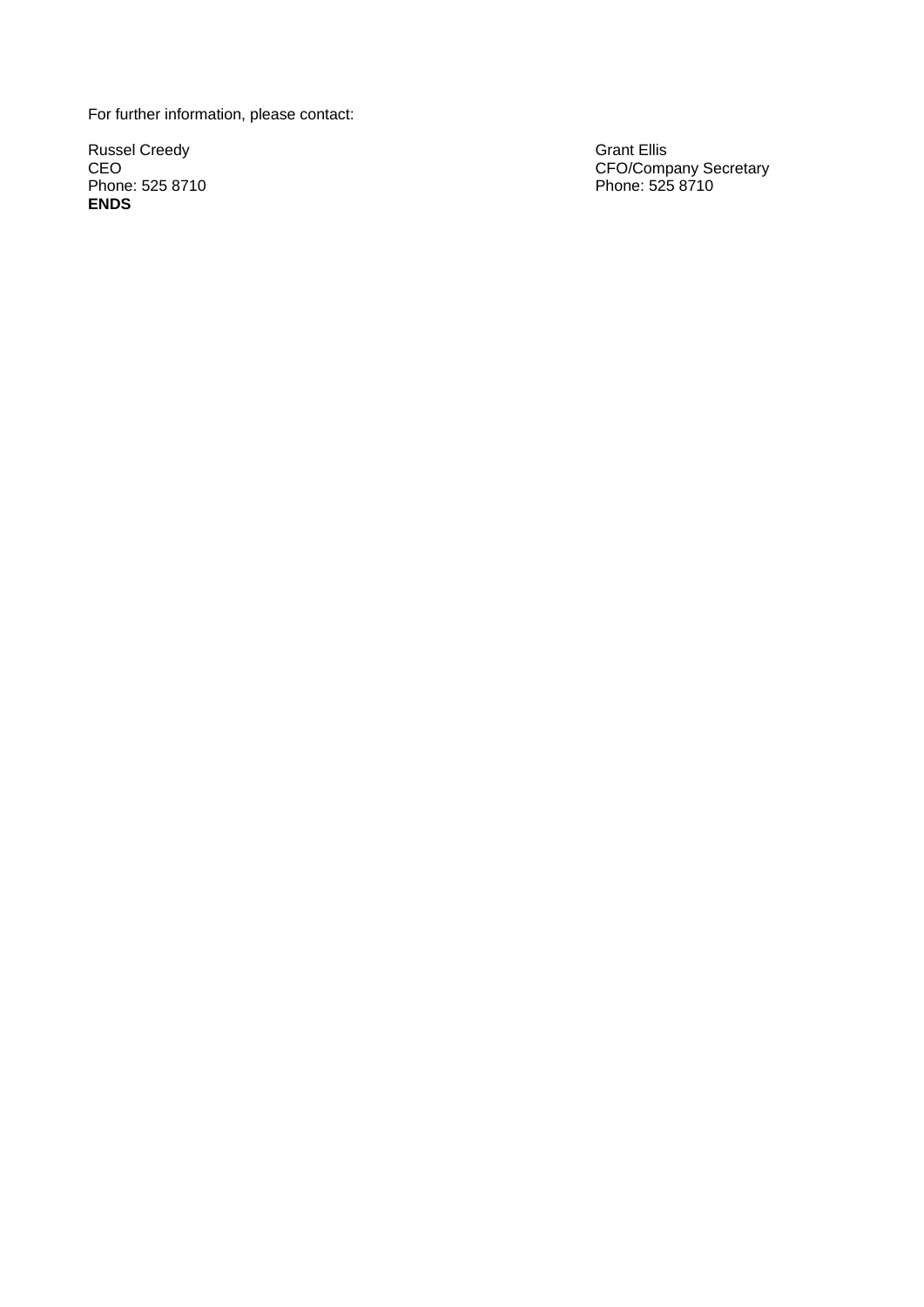For further information, please contact:

Russel Creedy
CEO
Phone: 525 8710

Grant Ellis
CFO/Company Secretary
Phone: 525 8710

**ENDS**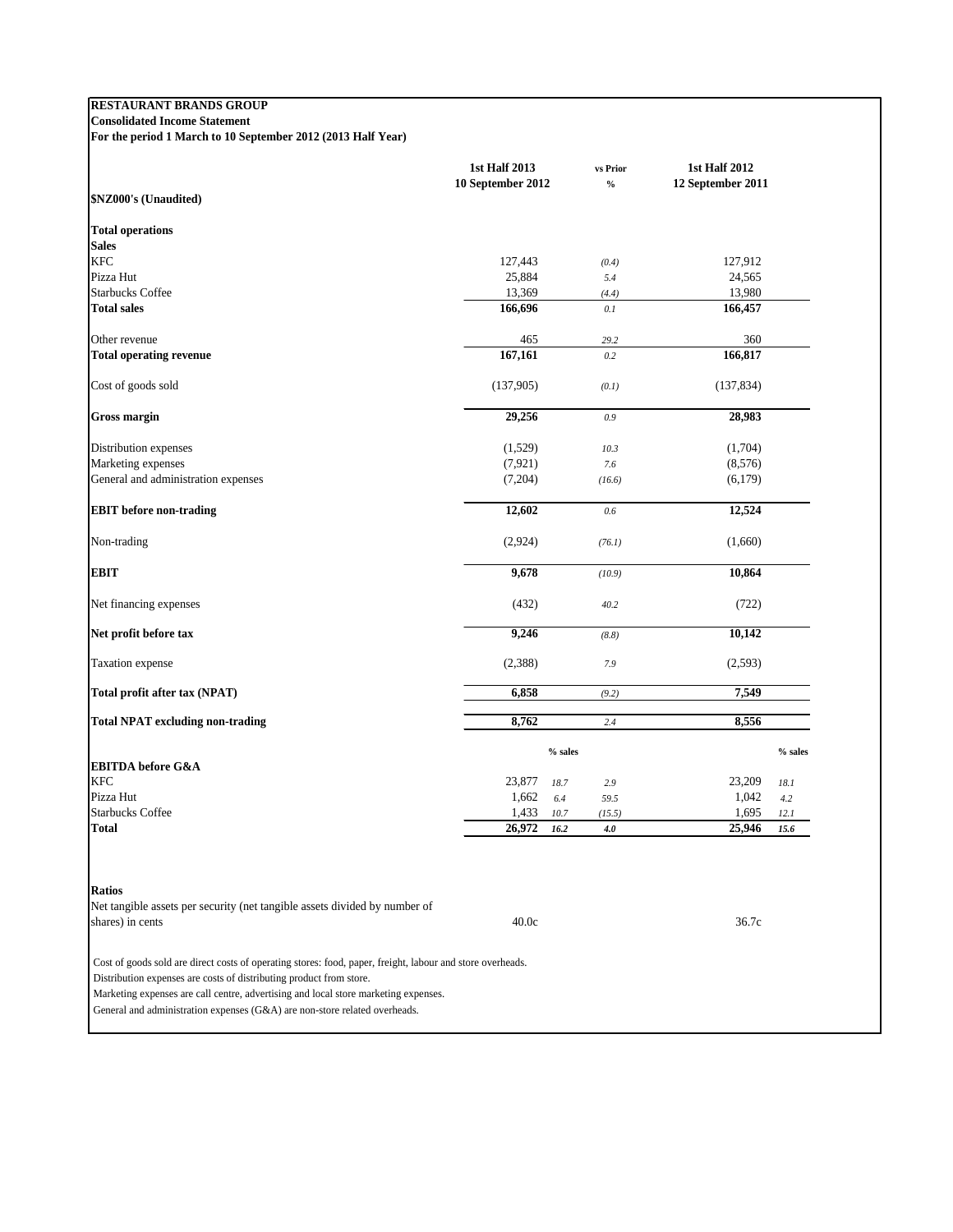**RESTAURANT BRANDS GROUP**
**Consolidated Income Statement**
**For the period 1 March to 10 September 2012 (2013 Half Year)**

| **$NZ000's (Unaudited)** | **1st Half 2013 10 September 2012** | | **vs Prior %** | **1st Half 2012 12 September 2011** | |
|---|---|---|---|---|---|
| **Total operations** | | | | | |
| **Sales** | | | | | |
| KFC | 127,443 | | *(0.4)* | 127,912 | |
| Pizza Hut | 25,884 | | *5.4* | 24,565 | |
| Starbucks Coffee | 13,369 | | *(4.4)* | 13,980 | |
| **Total sales** | **166,696** | | *0.1* | **166,457** | |
| Other revenue | 465 | | *29.2* | 360 | |
| **Total operating revenue** | **167,161** | | *0.2* | **166,817** | |
| Cost of goods sold | (137,905) | | *(0.1)* | (137,834) | |
| **Gross margin** | **29,256** | | *0.9* | **28,983** | |
| Distribution expenses | (1,529) | | *10.3* | (1,704) | |
| Marketing expenses | (7,921) | | *7.6* | (8,576) | |
| General and administration expenses | (7,204) | | *(16.6)* | (6,179) | |
| **EBIT before non-trading** | **12,602** | | *0.6* | **12,524** | |
| Non-trading | (2,924) | | *(76.1)* | (1,660) | |
| **EBIT** | **9,678** | | *(10.9)* | **10,864** | |
| Net financing expenses | (432) | | *40.2* | (722) | |
| **Net profit before tax** | **9,246** | | *(8.8)* | **10,142** | |
| Taxation expense | (2,388) | | *7.9* | (2,593) | |
| **Total profit after tax (NPAT)** | **6,858** | | *(9.2)* | **7,549** | |
| **Total NPAT excluding non-trading** | **8,762** | | *2.4* | **8,556** | |
| | | **% sales** | | | **% sales** |
| **EBITDA before G&A** | | | | | |
| KFC | 23,877 | *18.7* | *2.9* | 23,209 | *18.1* |
| Pizza Hut | 1,662 | *6.4* | *59.5* | 1,042 | *4.2* |
| Starbucks Coffee | 1,433 | *10.7* | *(15.5)* | 1,695 | *12.1* |
| **Total** | **26,972** | ***16.2*** | ***4.0*** | **25,946** | ***15.6*** |
| **Ratios** | | | | | |
| Net tangible assets per security (net tangible assets divided by number of shares) in cents | 40.0c | | | 36.7c | |

Cost of goods sold are direct costs of operating stores: food, paper, freight, labour and store overheads.
Distribution expenses are costs of distributing product from store.
Marketing expenses are call centre, advertising and local store marketing expenses.
General and administration expenses (G&A) are non-store related overheads.